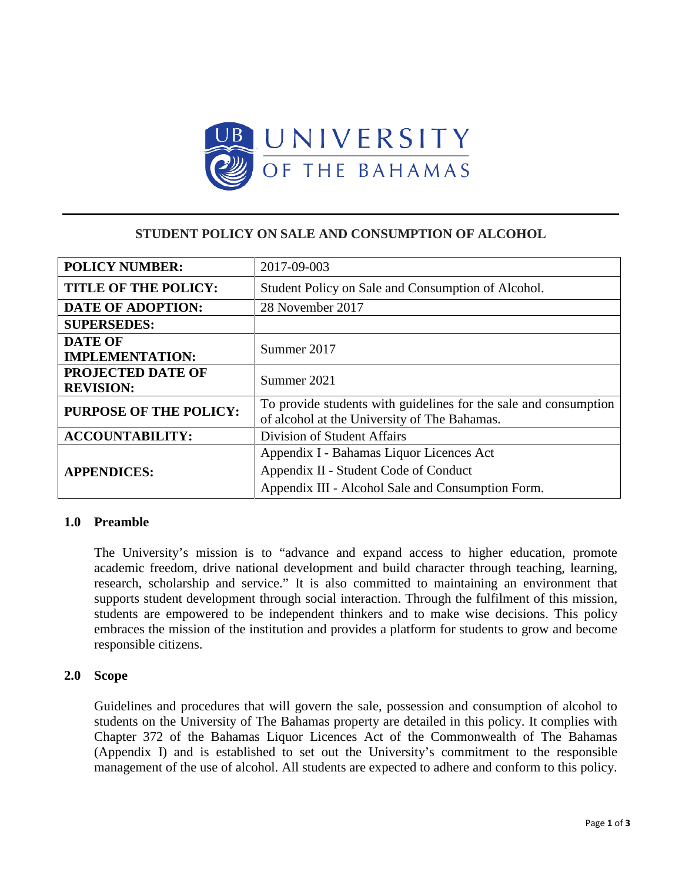# STUDENT POLICY ON SALE AND CONSUMPTION OF ALCOHOL

| | |
|---|---|
| **POLICY NUMBER:** | 2017-09-003 |
| **TITLE OF THE POLICY:** | Student Policy on Sale and Consumption of Alcohol. |
| **DATE OF ADOPTION:** | 28 November 2017 |
| **SUPERSEDES:** | |
| **DATE OF IMPLEMENTATION:** | Summer 2017 |
| **PROJECTED DATE OF REVISION:** | Summer 2021 |
| **PURPOSE OF THE POLICY:** | To provide students with guidelines for the sale and consumption of alcohol at the University of The Bahamas. |
| **ACCOUNTABILITY:** | Division of Student Affairs |
| **APPENDICES:** | Appendix I - Bahamas Liquor Licences Act<br>Appendix II - Student Code of Conduct<br>Appendix III - Alcohol Sale and Consumption Form. |

## 1.0 Preamble

The University's mission is to "advance and expand access to higher education, promote academic freedom, drive national development and build character through teaching, learning, research, scholarship and service." It is also committed to maintaining an environment that supports student development through social interaction. Through the fulfilment of this mission, students are empowered to be independent thinkers and to make wise decisions. This policy embraces the mission of the institution and provides a platform for students to grow and become responsible citizens.

## 2.0 Scope

Guidelines and procedures that will govern the sale, possession and consumption of alcohol to students on the University of The Bahamas property are detailed in this policy. It complies with Chapter 372 of the Bahamas Liquor Licences Act of the Commonwealth of The Bahamas (Appendix I) and is established to set out the University's commitment to the responsible management of the use of alcohol. All students are expected to adhere and conform to this policy.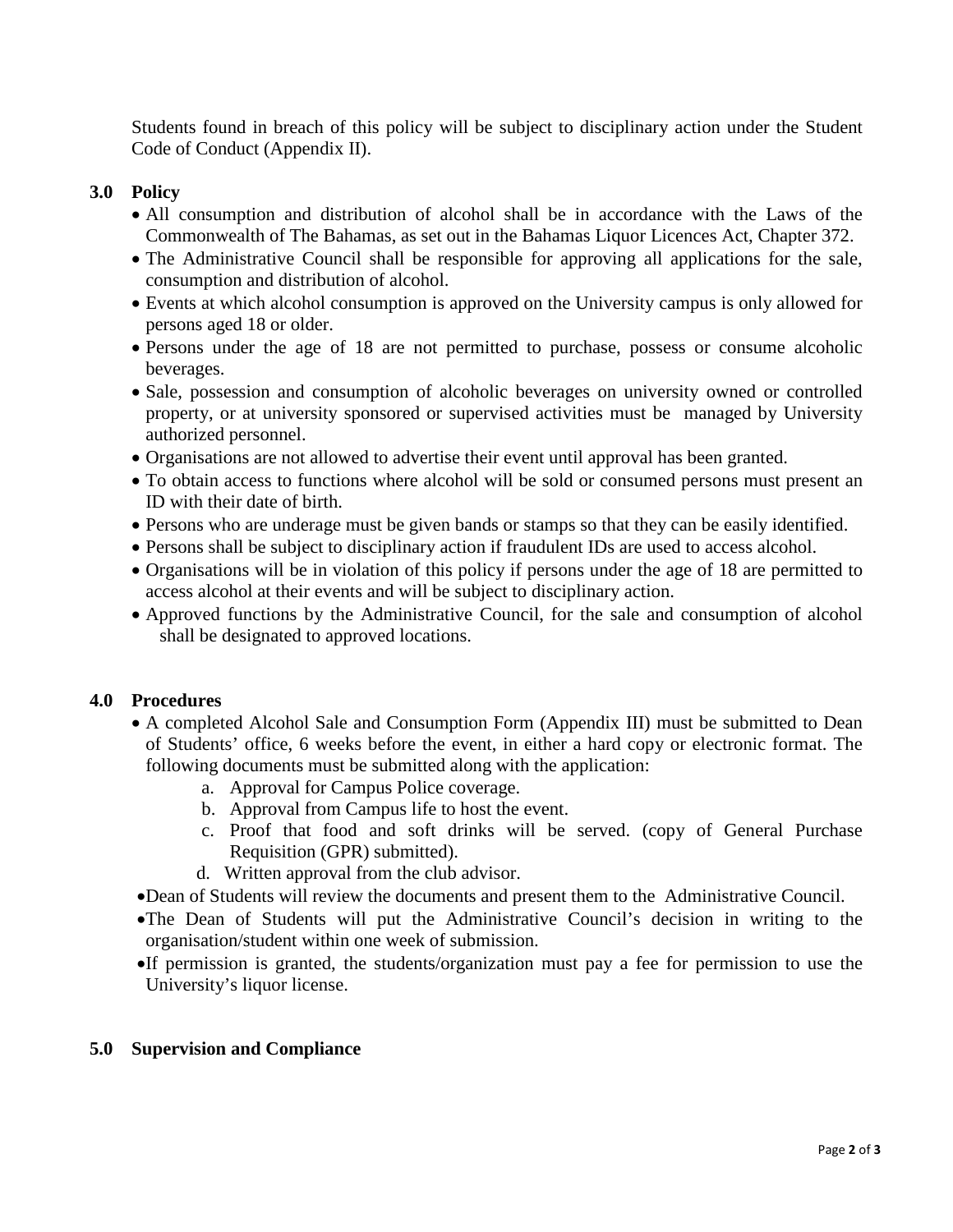Students found in breach of this policy will be subject to disciplinary action under the Student Code of Conduct (Appendix II).

## 3.0 Policy

- All consumption and distribution of alcohol shall be in accordance with the Laws of the Commonwealth of The Bahamas, as set out in the Bahamas Liquor Licences Act, Chapter 372.
- The Administrative Council shall be responsible for approving all applications for the sale, consumption and distribution of alcohol.
- Events at which alcohol consumption is approved on the University campus is only allowed for persons aged 18 or older.
- Persons under the age of 18 are not permitted to purchase, possess or consume alcoholic beverages.
- Sale, possession and consumption of alcoholic beverages on university owned or controlled property, or at university sponsored or supervised activities must be managed by University authorized personnel.
- Organisations are not allowed to advertise their event until approval has been granted.
- To obtain access to functions where alcohol will be sold or consumed persons must present an ID with their date of birth.
- Persons who are underage must be given bands or stamps so that they can be easily identified.
- Persons shall be subject to disciplinary action if fraudulent IDs are used to access alcohol.
- Organisations will be in violation of this policy if persons under the age of 18 are permitted to access alcohol at their events and will be subject to disciplinary action.
- Approved functions by the Administrative Council, for the sale and consumption of alcohol shall be designated to approved locations.

## 4.0 Procedures

- A completed Alcohol Sale and Consumption Form (Appendix III) must be submitted to Dean of Students' office, 6 weeks before the event, in either a hard copy or electronic format. The following documents must be submitted along with the application:
  a. Approval for Campus Police coverage.
  b. Approval from Campus life to host the event.
  c. Proof that food and soft drinks will be served. (copy of General Purchase Requisition (GPR) submitted).
  d. Written approval from the club advisor.
- Dean of Students will review the documents and present them to the Administrative Council.
- The Dean of Students will put the Administrative Council's decision in writing to the organisation/student within one week of submission.
- If permission is granted, the students/organization must pay a fee for permission to use the University's liquor license.

## 5.0 Supervision and Compliance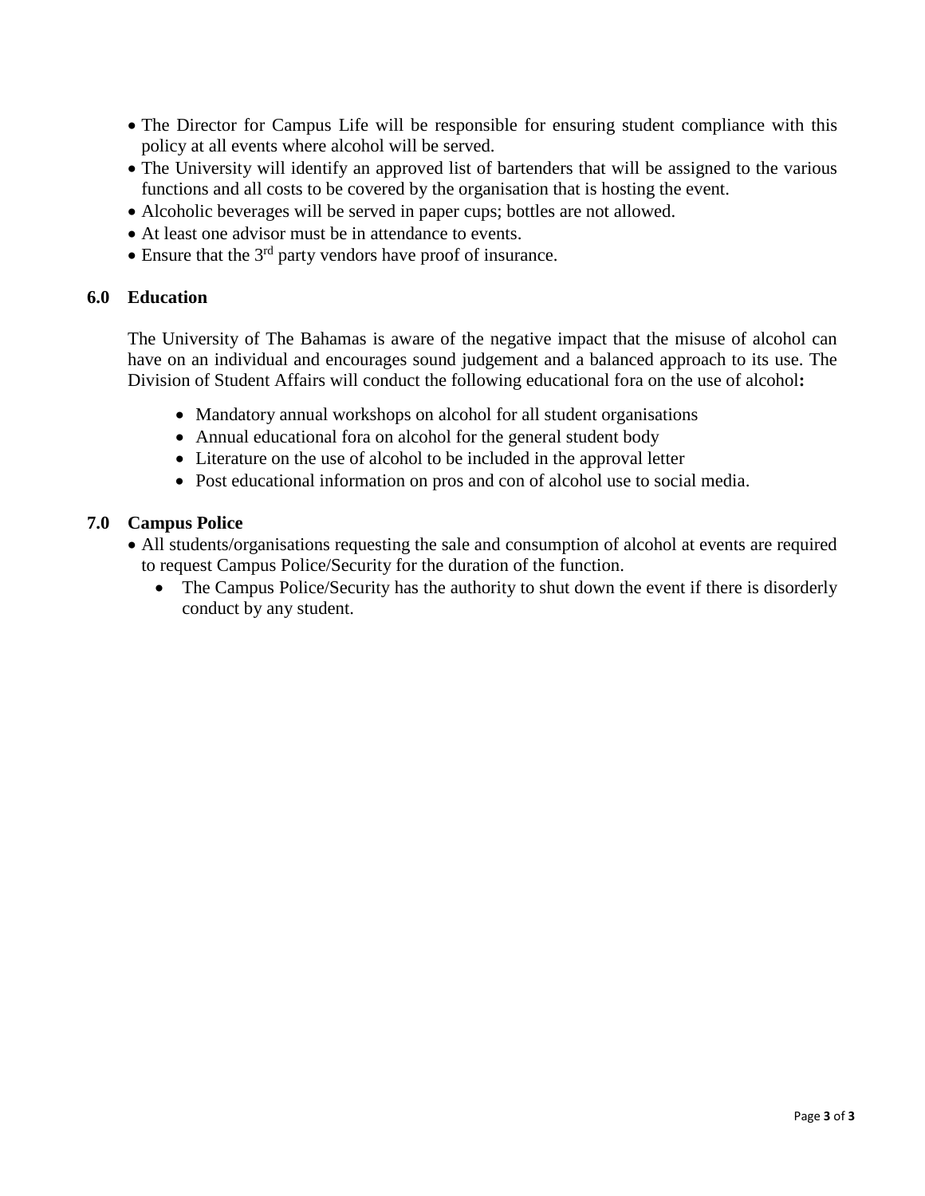- The Director for Campus Life will be responsible for ensuring student compliance with this policy at all events where alcohol will be served.
- The University will identify an approved list of bartenders that will be assigned to the various functions and all costs to be covered by the organisation that is hosting the event.
- Alcoholic beverages will be served in paper cups; bottles are not allowed.
- At least one advisor must be in attendance to events.
- Ensure that the 3rd party vendors have proof of insurance.

## 6.0 Education

The University of The Bahamas is aware of the negative impact that the misuse of alcohol can have on an individual and encourages sound judgement and a balanced approach to its use. The Division of Student Affairs will conduct the following educational fora on the use of alcohol**:**

- Mandatory annual workshops on alcohol for all student organisations
- Annual educational fora on alcohol for the general student body
- Literature on the use of alcohol to be included in the approval letter
- Post educational information on pros and con of alcohol use to social media.

## 7.0 Campus Police

- All students/organisations requesting the sale and consumption of alcohol at events are required to request Campus Police/Security for the duration of the function.
  - The Campus Police/Security has the authority to shut down the event if there is disorderly conduct by any student.